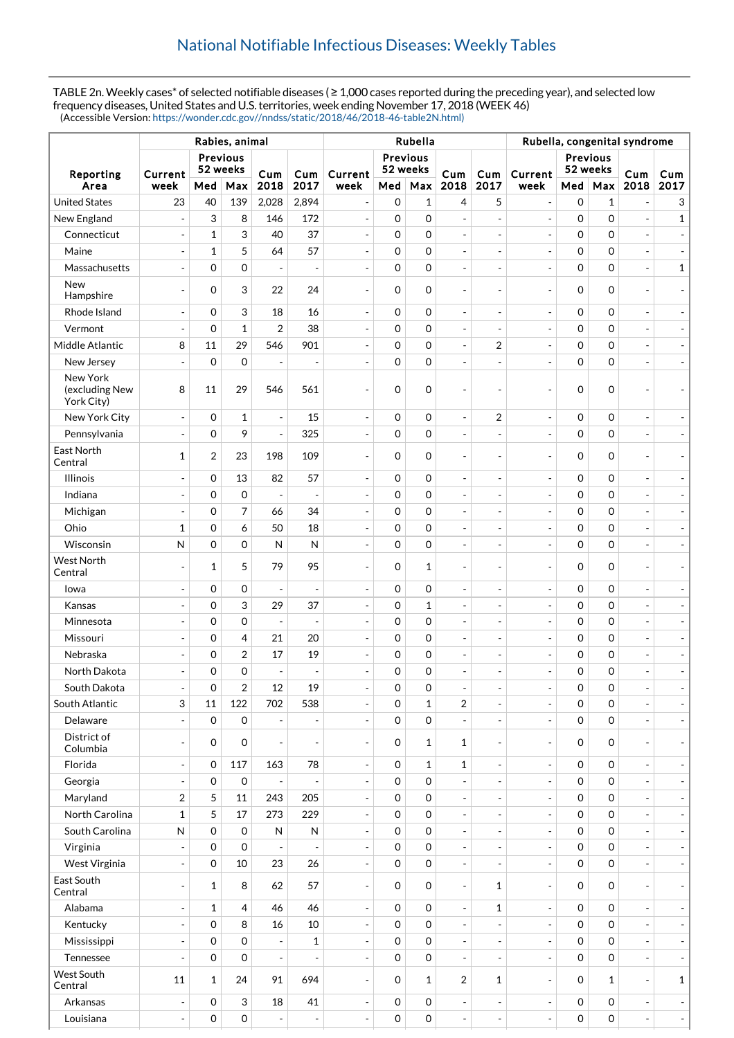## National Notifiable Infectious Diseases: Weekly Tables

TABLE 2n. Weekly cases* of selected notifiable diseases ( ≥ 1,000 cases reported during the preceding year), and selected low frequency diseases, United States and U.S. territories, week ending November 17, 2018 (WEEK 46)
(Accessible Version: https://wonder.cdc.gov//nndss/static/2018/46/2018-46-table2N.html)

| Reporting Area | Rabies, animal | | | | | Rubella | | | | | Rubella, congenital syndrome | | | | |
|---|---|---|---|---|---|---|---|---|---|---|---|---|---|---|---|
| | Current week | Previous 52 weeks Med | Previous 52 weeks Max | Cum 2018 | Cum 2017 | Current week | Previous 52 weeks Med | Previous 52 weeks Max | Cum 2018 | Cum 2017 | Current week | Previous 52 weeks Med | Previous 52 weeks Max | Cum 2018 | Cum 2017 |
| United States | 23 | 40 | 139 | 2,028 | 2,894 | - | 0 | 1 | 4 | 5 | - | 0 | 1 | - | 3 |
| New England | - | 3 | 8 | 146 | 172 | - | 0 | 0 | - | - | - | 0 | 0 | - | 1 |
| Connecticut | - | 1 | 3 | 40 | 37 | - | 0 | 0 | - | - | - | 0 | 0 | - | - |
| Maine | - | 1 | 5 | 64 | 57 | - | 0 | 0 | - | - | - | 0 | 0 | - | - |
| Massachusetts | - | 0 | 0 | - | - | - | 0 | 0 | - | - | - | 0 | 0 | - | 1 |
| New Hampshire | - | 0 | 3 | 22 | 24 | - | 0 | 0 | - | - | - | 0 | 0 | - | - |
| Rhode Island | - | 0 | 3 | 18 | 16 | - | 0 | 0 | - | - | - | 0 | 0 | - | - |
| Vermont | - | 0 | 1 | 2 | 38 | - | 0 | 0 | - | - | - | 0 | 0 | - | - |
| Middle Atlantic | 8 | 11 | 29 | 546 | 901 | - | 0 | 0 | - | 2 | - | 0 | 0 | - | - |
| New Jersey | - | 0 | 0 | - | - | - | 0 | 0 | - | - | - | 0 | 0 | - | - |
| New York (excluding New York City) | 8 | 11 | 29 | 546 | 561 | - | 0 | 0 | - | - | - | 0 | 0 | - | - |
| New York City | - | 0 | 1 | - | 15 | - | 0 | 0 | - | 2 | - | 0 | 0 | - | - |
| Pennsylvania | - | 0 | 9 | - | 325 | - | 0 | 0 | - | - | - | 0 | 0 | - | - |
| East North Central | 1 | 2 | 23 | 198 | 109 | - | 0 | 0 | - | - | - | 0 | 0 | - | - |
| Illinois | - | 0 | 13 | 82 | 57 | - | 0 | 0 | - | - | - | 0 | 0 | - | - |
| Indiana | - | 0 | 0 | - | - | - | 0 | 0 | - | - | - | 0 | 0 | - | - |
| Michigan | - | 0 | 7 | 66 | 34 | - | 0 | 0 | - | - | - | 0 | 0 | - | - |
| Ohio | 1 | 0 | 6 | 50 | 18 | - | 0 | 0 | - | - | - | 0 | 0 | - | - |
| Wisconsin | N | 0 | 0 | N | N | - | 0 | 0 | - | - | - | 0 | 0 | - | - |
| West North Central | - | 1 | 5 | 79 | 95 | - | 0 | 1 | - | - | - | 0 | 0 | - | - |
| Iowa | - | 0 | 0 | - | - | - | 0 | 0 | - | - | - | 0 | 0 | - | - |
| Kansas | - | 0 | 3 | 29 | 37 | - | 0 | 1 | - | - | - | 0 | 0 | - | - |
| Minnesota | - | 0 | 0 | - | - | - | 0 | 0 | - | - | - | 0 | 0 | - | - |
| Missouri | - | 0 | 4 | 21 | 20 | - | 0 | 0 | - | - | - | 0 | 0 | - | - |
| Nebraska | - | 0 | 2 | 17 | 19 | - | 0 | 0 | - | - | - | 0 | 0 | - | - |
| North Dakota | - | 0 | 0 | - | - | - | 0 | 0 | - | - | - | 0 | 0 | - | - |
| South Dakota | - | 0 | 2 | 12 | 19 | - | 0 | 0 | - | - | - | 0 | 0 | - | - |
| South Atlantic | 3 | 11 | 122 | 702 | 538 | - | 0 | 1 | 2 | - | - | 0 | 0 | - | - |
| Delaware | - | 0 | 0 | - | - | - | 0 | 0 | - | - | - | 0 | 0 | - | - |
| District of Columbia | - | 0 | 0 | - | - | - | 0 | 1 | 1 | - | - | 0 | 0 | - | - |
| Florida | - | 0 | 117 | 163 | 78 | - | 0 | 1 | 1 | - | - | 0 | 0 | - | - |
| Georgia | - | 0 | 0 | - | - | - | 0 | 0 | - | - | - | 0 | 0 | - | - |
| Maryland | 2 | 5 | 11 | 243 | 205 | - | 0 | 0 | - | - | - | 0 | 0 | - | - |
| North Carolina | 1 | 5 | 17 | 273 | 229 | - | 0 | 0 | - | - | - | 0 | 0 | - | - |
| South Carolina | N | 0 | 0 | N | N | - | 0 | 0 | - | - | - | 0 | 0 | - | - |
| Virginia | - | 0 | 0 | - | - | - | 0 | 0 | - | - | - | 0 | 0 | - | - |
| West Virginia | - | 0 | 10 | 23 | 26 | - | 0 | 0 | - | - | - | 0 | 0 | - | - |
| East South Central | - | 1 | 8 | 62 | 57 | - | 0 | 0 | - | 1 | - | 0 | 0 | - | - |
| Alabama | - | 1 | 4 | 46 | 46 | - | 0 | 0 | - | 1 | - | 0 | 0 | - | - |
| Kentucky | - | 0 | 8 | 16 | 10 | - | 0 | 0 | - | - | - | 0 | 0 | - | - |
| Mississippi | - | 0 | 0 | - | 1 | - | 0 | 0 | - | - | - | 0 | 0 | - | - |
| Tennessee | - | 0 | 0 | - | - | - | 0 | 0 | - | - | - | 0 | 0 | - | - |
| West South Central | 11 | 1 | 24 | 91 | 694 | - | 0 | 1 | 2 | 1 | - | 0 | 1 | - | 1 |
| Arkansas | - | 0 | 3 | 18 | 41 | - | 0 | 0 | - | - | - | 0 | 0 | - | - |
| Louisiana | - | 0 | 0 | - | - | - | 0 | 0 | - | - | - | 0 | 0 | - | - |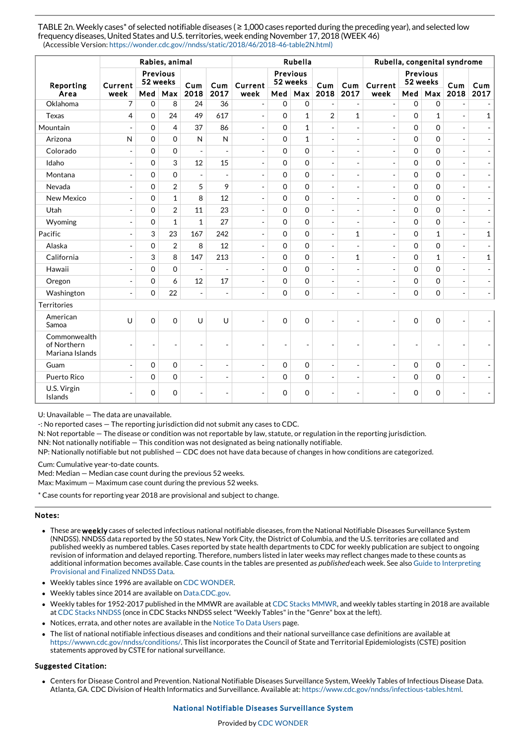TABLE 2n. Weekly cases* of selected notifiable diseases ( ≥ 1,000 cases reported during the preceding year), and selected low frequency diseases, United States and U.S. territories, week ending November 17, 2018 (WEEK 46)
(Accessible Version: https://wonder.cdc.gov//nndss/static/2018/46/2018-46-table2N.html)

| Reporting Area | Rabies, animal | | | | | Rubella | | | | | Rubella, congenital syndrome | | | | |
|---|---|---|---|---|---|---|---|---|---|---|---|---|---|---|---|
| | Current week | Previous 52 weeks Med | Previous 52 weeks Max | Cum 2018 | Cum 2017 | Current week | Previous 52 weeks Med | Previous 52 weeks Max | Cum 2018 | Cum 2017 | Current week | Previous 52 weeks Med | Previous 52 weeks Max | Cum 2018 | Cum 2017 |
| Oklahoma | 7 | 0 | 8 | 24 | 36 | - | 0 | 0 | - | - | - | 0 | 0 | - | - |
| Texas | 4 | 0 | 24 | 49 | 617 | - | 0 | 1 | 2 | 1 | - | 0 | 1 | - | 1 |
| Mountain | - | 0 | 4 | 37 | 86 | - | 0 | 1 | - | - | - | 0 | 0 | - | - |
| Arizona | N | 0 | 0 | N | N | - | 0 | 1 | - | - | - | 0 | 0 | - | - |
| Colorado | - | 0 | 0 | - | - | - | 0 | 0 | - | - | - | 0 | 0 | - | - |
| Idaho | - | 0 | 3 | 12 | 15 | - | 0 | 0 | - | - | - | 0 | 0 | - | - |
| Montana | - | 0 | 0 | - | - | - | 0 | 0 | - | - | - | 0 | 0 | - | - |
| Nevada | - | 0 | 2 | 5 | 9 | - | 0 | 0 | - | - | - | 0 | 0 | - | - |
| New Mexico | - | 0 | 1 | 8 | 12 | - | 0 | 0 | - | - | - | 0 | 0 | - | - |
| Utah | - | 0 | 2 | 11 | 23 | - | 0 | 0 | - | - | - | 0 | 0 | - | - |
| Wyoming | - | 0 | 1 | 1 | 27 | - | 0 | 0 | - | - | - | 0 | 0 | - | - |
| Pacific | - | 3 | 23 | 167 | 242 | - | 0 | 0 | - | 1 | - | 0 | 1 | - | 1 |
| Alaska | - | 0 | 2 | 8 | 12 | - | 0 | 0 | - | - | - | 0 | 0 | - | - |
| California | - | 3 | 8 | 147 | 213 | - | 0 | 0 | - | 1 | - | 0 | 1 | - | 1 |
| Hawaii | - | 0 | 0 | - | - | - | 0 | 0 | - | - | - | 0 | 0 | - | - |
| Oregon | - | 0 | 6 | 12 | 17 | - | 0 | 0 | - | - | - | 0 | 0 | - | - |
| Washington | - | 0 | 22 | - | - | - | 0 | 0 | - | - | - | 0 | 0 | - | - |
| Territories | | | | | | | | | | | | | | | |
| American Samoa | U | 0 | 0 | U | U | - | 0 | 0 | - | - | - | 0 | 0 | - | - |
| Commonwealth of Northern Mariana Islands | - | - | - | - | - | - | - | - | - | - | - | - | - | - | - |
| Guam | - | 0 | 0 | - | - | - | 0 | 0 | - | - | - | 0 | 0 | - | - |
| Puerto Rico | - | 0 | 0 | - | - | - | 0 | 0 | - | - | - | 0 | 0 | - | - |
| U.S. Virgin Islands | - | 0 | 0 | - | - | - | 0 | 0 | - | - | - | 0 | 0 | - | - |

U: Unavailable — The data are unavailable.
-: No reported cases — The reporting jurisdiction did not submit any cases to CDC.
N: Not reportable — The disease or condition was not reportable by law, statute, or regulation in the reporting jurisdiction.
NN: Not nationally notifiable — This condition was not designated as being nationally notifiable.
NP: Nationally notifiable but not published — CDC does not have data because of changes in how conditions are categorized.

Cum: Cumulative year-to-date counts.
Med: Median — Median case count during the previous 52 weeks.
Max: Maximum — Maximum case count during the previous 52 weeks.

* Case counts for reporting year 2018 are provisional and subject to change.

**Notes:**

- These are **weekly** cases of selected infectious national notifiable diseases, from the National Notifiable Diseases Surveillance System (NNDSS). NNDSS data reported by the 50 states, New York City, the District of Columbia, and the U.S. territories are collated and published weekly as numbered tables. Cases reported by state health departments to CDC for weekly publication are subject to ongoing revision of information and delayed reporting. Therefore, numbers listed in later weeks may reflect changes made to these counts as additional information becomes available. Case counts in the tables are presented *as published* each week. See also Guide to Interpreting Provisional and Finalized NNDSS Data.
- Weekly tables since 1996 are available on CDC WONDER.
- Weekly tables since 2014 are available on Data.CDC.gov.
- Weekly tables for 1952-2017 published in the MMWR are available at CDC Stacks MMWR, and weekly tables starting in 2018 are available at CDC Stacks NNDSS (once in CDC Stacks NNDSS select "Weekly Tables" in the "Genre" box at the left).
- Notices, errata, and other notes are available in the Notice To Data Users page.
- The list of national notifiable infectious diseases and conditions and their national surveillance case definitions are available at https://wwwn.cdc.gov/nndss/conditions/. This list incorporates the Council of State and Territorial Epidemiologists (CSTE) position statements approved by CSTE for national surveillance.

**Suggested Citation:**

- Centers for Disease Control and Prevention. National Notifiable Diseases Surveillance System, Weekly Tables of Infectious Disease Data. Atlanta, GA. CDC Division of Health Informatics and Surveillance. Available at: https://www.cdc.gov/nndss/infectious-tables.html.

National Notifiable Diseases Surveillance System

Provided by CDC WONDER